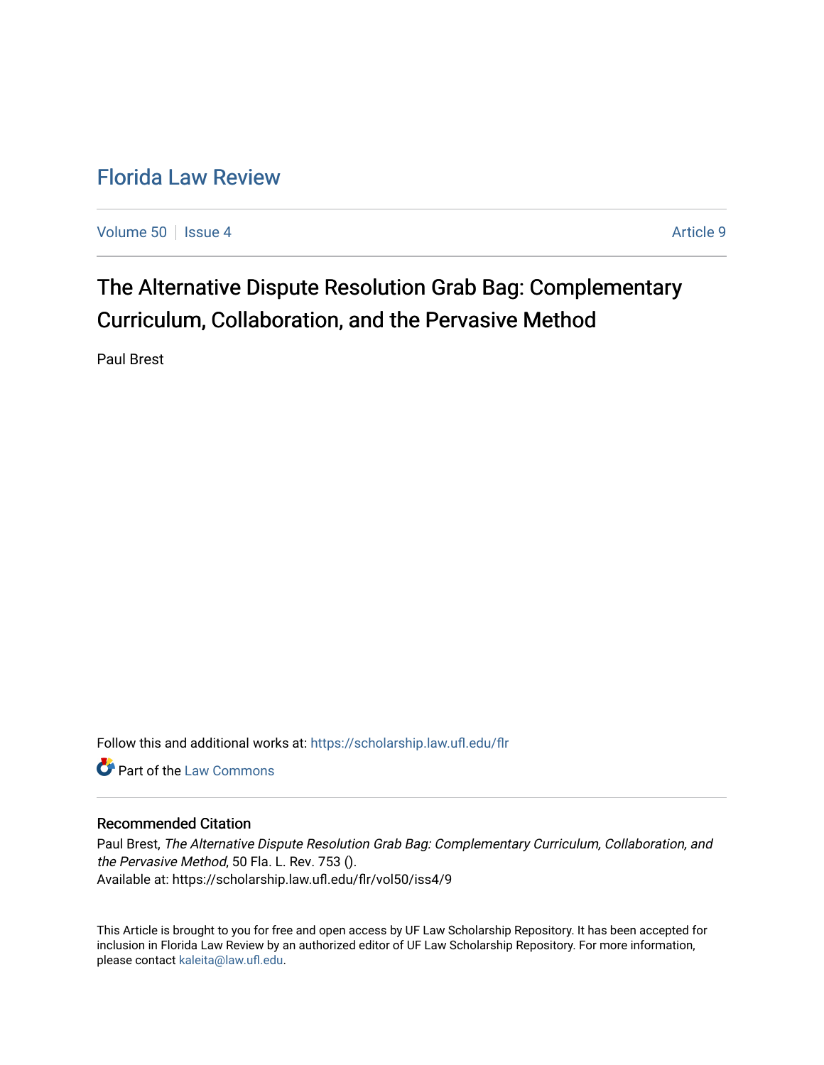# Florida Law Review

Volume 50 | Issue 4 | Article 9

## The Alternative Dispute Resolution Grab Bag: Complementary Curriculum, Collaboration, and the Pervasive Method

Paul Brest

Follow this and additional works at: https://scholarship.law.ufl.edu/flr

Part of the Law Commons

### Recommended Citation

Paul Brest, *The Alternative Dispute Resolution Grab Bag: Complementary Curriculum, Collaboration, and the Pervasive Method*, 50 Fla. L. Rev. 753 ().
Available at: https://scholarship.law.ufl.edu/flr/vol50/iss4/9

This Article is brought to you for free and open access by UF Law Scholarship Repository. It has been accepted for inclusion in Florida Law Review by an authorized editor of UF Law Scholarship Repository. For more information, please contact kaleita@law.ufl.edu.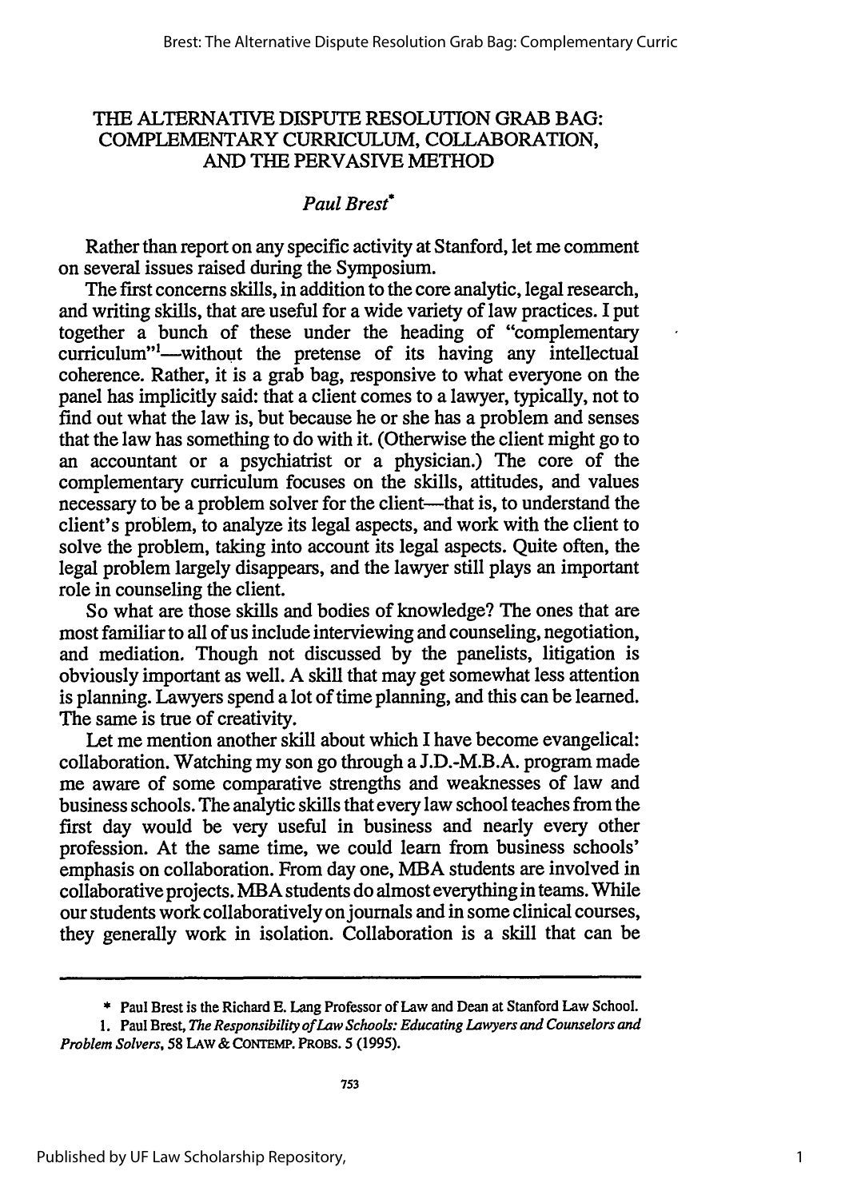# THE ALTERNATIVE DISPUTE RESOLUTION GRAB BAG: COMPLEMENTARY CURRICULUM, COLLABORATION, AND THE PERVASIVE METHOD

*Paul Brest*[*]

Rather than report on any specific activity at Stanford, let me comment on several issues raised during the Symposium.

The first concerns skills, in addition to the core analytic, legal research, and writing skills, that are useful for a wide variety of law practices. I put together a bunch of these under the heading of "complementary curriculum"[1]—without the pretense of its having any intellectual coherence. Rather, it is a grab bag, responsive to what everyone on the panel has implicitly said: that a client comes to a lawyer, typically, not to find out what the law is, but because he or she has a problem and senses that the law has something to do with it. (Otherwise the client might go to an accountant or a psychiatrist or a physician.) The core of the complementary curriculum focuses on the skills, attitudes, and values necessary to be a problem solver for the client—that is, to understand the client's problem, to analyze its legal aspects, and work with the client to solve the problem, taking into account its legal aspects. Quite often, the legal problem largely disappears, and the lawyer still plays an important role in counseling the client.

So what are those skills and bodies of knowledge? The ones that are most familiar to all of us include interviewing and counseling, negotiation, and mediation. Though not discussed by the panelists, litigation is obviously important as well. A skill that may get somewhat less attention is planning. Lawyers spend a lot of time planning, and this can be learned. The same is true of creativity.

Let me mention another skill about which I have become evangelical: collaboration. Watching my son go through a J.D.-M.B.A. program made me aware of some comparative strengths and weaknesses of law and business schools. The analytic skills that every law school teaches from the first day would be very useful in business and nearly every other profession. At the same time, we could learn from business schools' emphasis on collaboration. From day one, MBA students are involved in collaborative projects. MBA students do almost everything in teams. While our students work collaboratively on journals and in some clinical courses, they generally work in isolation. Collaboration is a skill that can be

---

[*] Paul Brest is the Richard E. Lang Professor of Law and Dean at Stanford Law School.

1. Paul Brest, *The Responsibility of Law Schools: Educating Lawyers and Counselors and Problem Solvers*, 58 LAW & CONTEMP. PROBS. 5 (1995).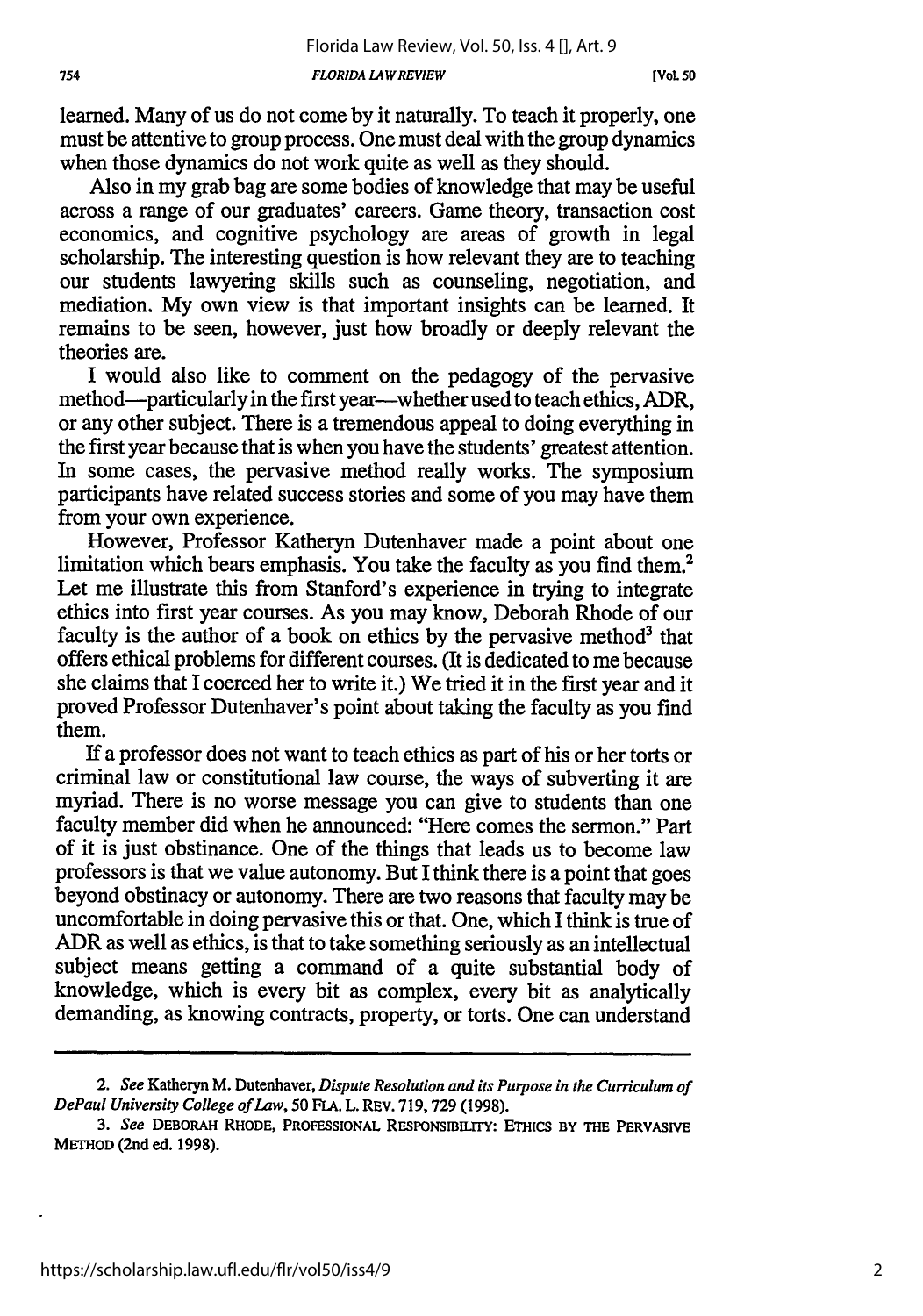learned. Many of us do not come by it naturally. To teach it properly, one must be attentive to group process. One must deal with the group dynamics when those dynamics do not work quite as well as they should.

Also in my grab bag are some bodies of knowledge that may be useful across a range of our graduates' careers. Game theory, transaction cost economics, and cognitive psychology are areas of growth in legal scholarship. The interesting question is how relevant they are to teaching our students lawyering skills such as counseling, negotiation, and mediation. My own view is that important insights can be learned. It remains to be seen, however, just how broadly or deeply relevant the theories are.

I would also like to comment on the pedagogy of the pervasive method—particularly in the first year—whether used to teach ethics, ADR, or any other subject. There is a tremendous appeal to doing everything in the first year because that is when you have the students' greatest attention. In some cases, the pervasive method really works. The symposium participants have related success stories and some of you may have them from your own experience.

However, Professor Katheryn Dutenhaver made a point about one limitation which bears emphasis. You take the faculty as you find them.[2] Let me illustrate this from Stanford's experience in trying to integrate ethics into first year courses. As you may know, Deborah Rhode of our faculty is the author of a book on ethics by the pervasive method[3] that offers ethical problems for different courses. (It is dedicated to me because she claims that I coerced her to write it.) We tried it in the first year and it proved Professor Dutenhaver's point about taking the faculty as you find them.

If a professor does not want to teach ethics as part of his or her torts or criminal law or constitutional law course, the ways of subverting it are myriad. There is no worse message you can give to students than one faculty member did when he announced: "Here comes the sermon." Part of it is just obstinance. One of the things that leads us to become law professors is that we value autonomy. But I think there is a point that goes beyond obstinacy or autonomy. There are two reasons that faculty may be uncomfortable in doing pervasive this or that. One, which I think is true of ADR as well as ethics, is that to take something seriously as an intellectual subject means getting a command of a quite substantial body of knowledge, which is every bit as complex, every bit as analytically demanding, as knowing contracts, property, or torts. One can understand

---

2. *See* Katheryn M. Dutenhaver, *Dispute Resolution and its Purpose in the Curriculum of DePaul University College of Law*, 50 FLA. L. REV. 719, 729 (1998).

3. *See* DEBORAH RHODE, PROFESSIONAL RESPONSIBILITY: ETHICS BY THE PERVASIVE METHOD (2nd ed. 1998).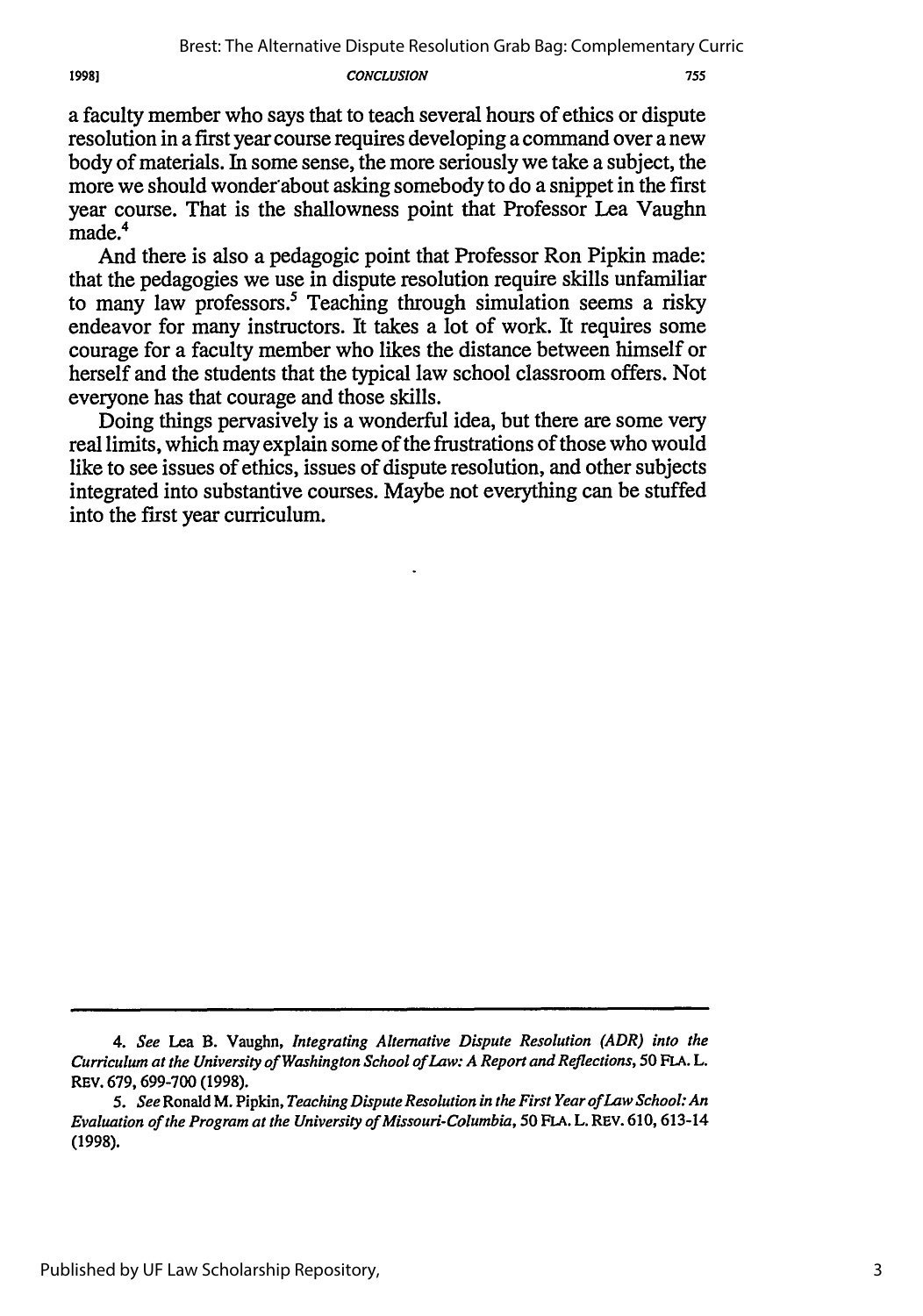a faculty member who says that to teach several hours of ethics or dispute resolution in a first year course requires developing a command over a new body of materials. In some sense, the more seriously we take a subject, the more we should wonder about asking somebody to do a snippet in the first year course. That is the shallowness point that Professor Lea Vaughn made.[4]

And there is also a pedagogic point that Professor Ron Pipkin made: that the pedagogies we use in dispute resolution require skills unfamiliar to many law professors.[5] Teaching through simulation seems a risky endeavor for many instructors. It takes a lot of work. It requires some courage for a faculty member who likes the distance between himself or herself and the students that the typical law school classroom offers. Not everyone has that courage and those skills.

Doing things pervasively is a wonderful idea, but there are some very real limits, which may explain some of the frustrations of those who would like to see issues of ethics, issues of dispute resolution, and other subjects integrated into substantive courses. Maybe not everything can be stuffed into the first year curriculum.

---

4. *See* Lea B. Vaughn, *Integrating Alternative Dispute Resolution (ADR) into the Curriculum at the University of Washington School of Law: A Report and Reflections*, 50 FLA. L. REV. 679, 699-700 (1998).

5. *See* Ronald M. Pipkin, *Teaching Dispute Resolution in the First Year of Law School: An Evaluation of the Program at the University of Missouri-Columbia*, 50 FLA. L. REV. 610, 613-14 (1998).